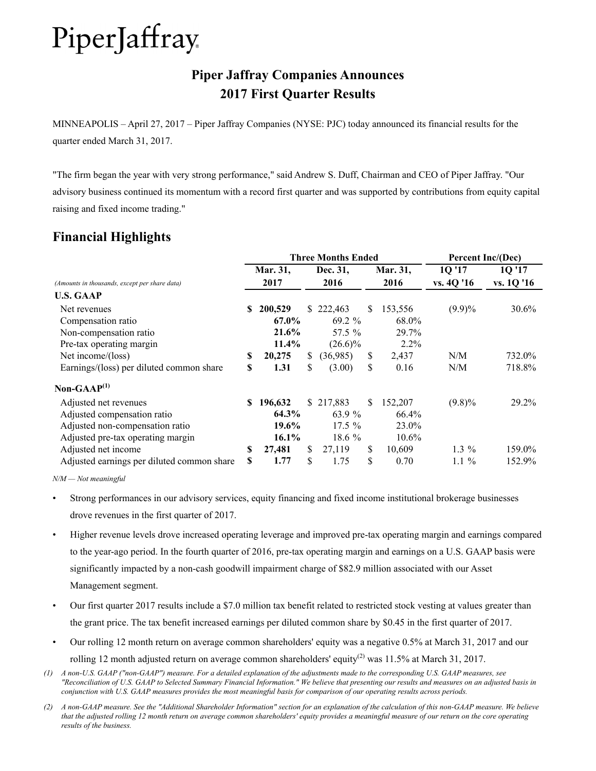PiperJaffray

# Piper Jaffray Companies Announces 2017 First Quarter Results

MINNEAPOLIS – April 27, 2017 – Piper Jaffray Companies (NYSE: PJC) today announced its financial results for the quarter ended March 31, 2017.

"The firm began the year with very strong performance," said Andrew S. Duff, Chairman and CEO of Piper Jaffray. "Our advisory business continued its momentum with a record first quarter and was supported by contributions from equity capital raising and fixed income trading."

## Financial Highlights

| | Three Months Ended | | | Percent Inc/(Dec) | |
|---|---|---|---|---|---|
| *(Amounts in thousands, except per share data)* | **Mar. 31, 2017** | **Dec. 31, 2016** | **Mar. 31, 2016** | **1Q '17 vs. 4Q '16** | **1Q '17 vs. 1Q '16** |
| **U.S. GAAP** | | | | | |
| Net revenues | **$ 200,529** | $ 222,463 | $ 153,556 | (9.9)% | 30.6% |
| Compensation ratio | **67.0%** | 69.2 % | 68.0% | | |
| Non-compensation ratio | **21.6%** | 57.5 % | 29.7% | | |
| Pre-tax operating margin | **11.4%** | (26.6)% | 2.2% | | |
| Net income/(loss) | **$ 20,275** | $ (36,985) | $ 2,437 | N/M | 732.0% |
| Earnings/(loss) per diluted common share | **$ 1.31** | $ (3.00) | $ 0.16 | N/M | 718.8% |
| **Non-GAAP[(1)]** | | | | | |
| Adjusted net revenues | **$ 196,632** | $ 217,883 | $ 152,207 | (9.8)% | 29.2% |
| Adjusted compensation ratio | **64.3%** | 63.9 % | 66.4% | | |
| Adjusted non-compensation ratio | **19.6%** | 17.5 % | 23.0% | | |
| Adjusted pre-tax operating margin | **16.1%** | 18.6 % | 10.6% | | |
| Adjusted net income | **$ 27,481** | $ 27,119 | $ 10,609 | 1.3 % | 159.0% |
| Adjusted earnings per diluted common share | **$ 1.77** | $ 1.75 | $ 0.70 | 1.1 % | 152.9% |

*N/M — Not meaningful*

- Strong performances in our advisory services, equity financing and fixed income institutional brokerage businesses drove revenues in the first quarter of 2017.
- Higher revenue levels drove increased operating leverage and improved pre-tax operating margin and earnings compared to the year-ago period. In the fourth quarter of 2016, pre-tax operating margin and earnings on a U.S. GAAP basis were significantly impacted by a non-cash goodwill impairment charge of $82.9 million associated with our Asset Management segment.
- Our first quarter 2017 results include a $7.0 million tax benefit related to restricted stock vesting at values greater than the grant price. The tax benefit increased earnings per diluted common share by $0.45 in the first quarter of 2017.
- Our rolling 12 month return on average common shareholders' equity was a negative 0.5% at March 31, 2017 and our rolling 12 month adjusted return on average common shareholders' equity[(2)] was 11.5% at March 31, 2017.

*(1) A non-U.S. GAAP ("non-GAAP") measure. For a detailed explanation of the adjustments made to the corresponding U.S. GAAP measures, see "Reconciliation of U.S. GAAP to Selected Summary Financial Information." We believe that presenting our results and measures on an adjusted basis in conjunction with U.S. GAAP measures provides the most meaningful basis for comparison of our operating results across periods.*

*(2) A non-GAAP measure. See the "Additional Shareholder Information" section for an explanation of the calculation of this non-GAAP measure. We believe that the adjusted rolling 12 month return on average common shareholders' equity provides a meaningful measure of our return on the core operating results of the business.*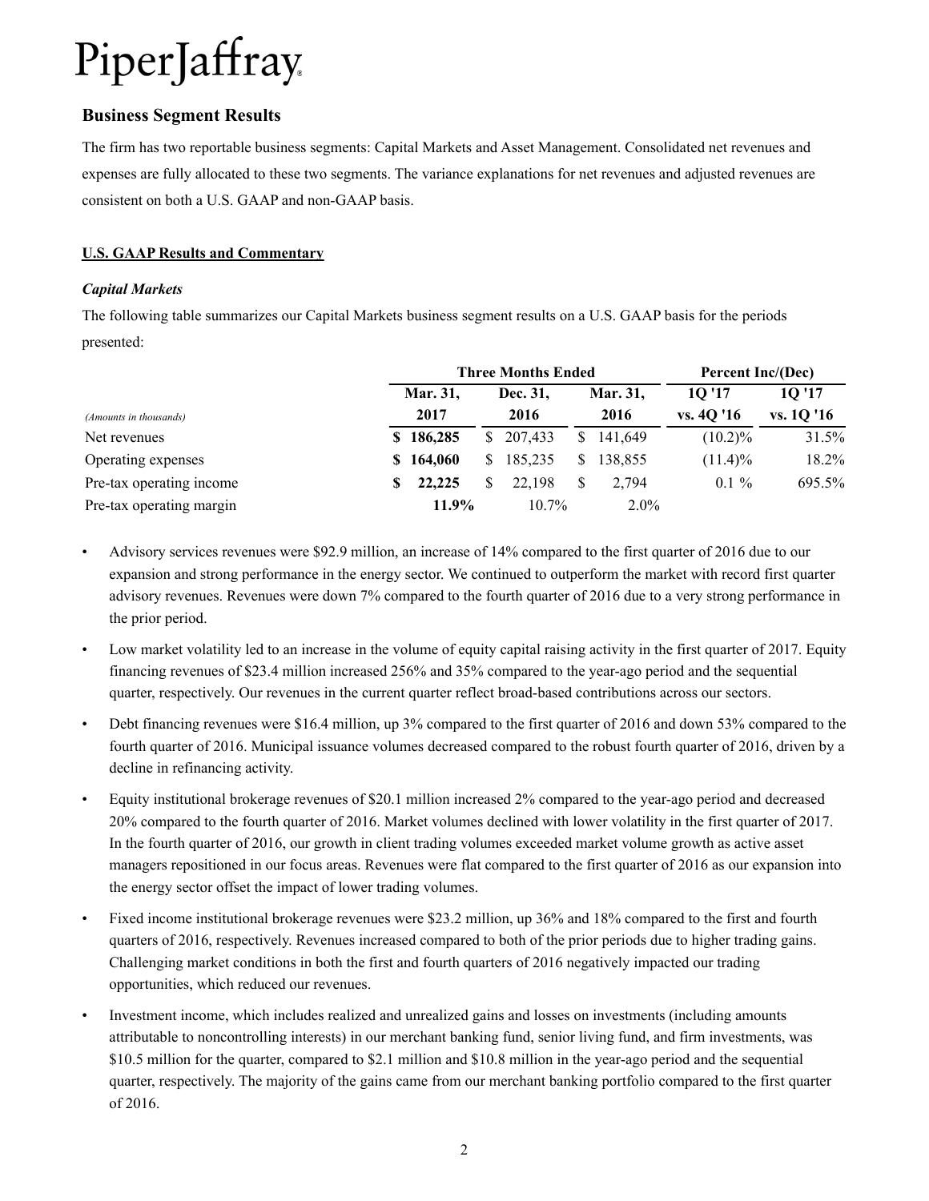PiperJaffray

## Business Segment Results

The firm has two reportable business segments: Capital Markets and Asset Management. Consolidated net revenues and expenses are fully allocated to these two segments. The variance explanations for net revenues and adjusted revenues are consistent on both a U.S. GAAP and non-GAAP basis.

### U.S. GAAP Results and Commentary

***Capital Markets***

The following table summarizes our Capital Markets business segment results on a U.S. GAAP basis for the periods presented:

| | Three Months Ended | | | Percent Inc/(Dec) | |
|---|---|---|---|---|---|
| *(Amounts in thousands)* | **Mar. 31, 2017** | **Dec. 31, 2016** | **Mar. 31, 2016** | **1Q '17 vs. 4Q '16** | **1Q '17 vs. 1Q '16** |
| Net revenues | **$ 186,285** | $ 207,433 | $ 141,649 | (10.2)% | 31.5% |
| Operating expenses | **$ 164,060** | $ 185,235 | $ 138,855 | (11.4)% | 18.2% |
| Pre-tax operating income | **$ 22,225** | $ 22,198 | $ 2,794 | 0.1 % | 695.5% |
| Pre-tax operating margin | **11.9%** | 10.7% | 2.0% | | |

- Advisory services revenues were $92.9 million, an increase of 14% compared to the first quarter of 2016 due to our expansion and strong performance in the energy sector. We continued to outperform the market with record first quarter advisory revenues. Revenues were down 7% compared to the fourth quarter of 2016 due to a very strong performance in the prior period.
- Low market volatility led to an increase in the volume of equity capital raising activity in the first quarter of 2017. Equity financing revenues of $23.4 million increased 256% and 35% compared to the year-ago period and the sequential quarter, respectively. Our revenues in the current quarter reflect broad-based contributions across our sectors.
- Debt financing revenues were $16.4 million, up 3% compared to the first quarter of 2016 and down 53% compared to the fourth quarter of 2016. Municipal issuance volumes decreased compared to the robust fourth quarter of 2016, driven by a decline in refinancing activity.
- Equity institutional brokerage revenues of $20.1 million increased 2% compared to the year-ago period and decreased 20% compared to the fourth quarter of 2016. Market volumes declined with lower volatility in the first quarter of 2017. In the fourth quarter of 2016, our growth in client trading volumes exceeded market volume growth as active asset managers repositioned in our focus areas. Revenues were flat compared to the first quarter of 2016 as our expansion into the energy sector offset the impact of lower trading volumes.
- Fixed income institutional brokerage revenues were $23.2 million, up 36% and 18% compared to the first and fourth quarters of 2016, respectively. Revenues increased compared to both of the prior periods due to higher trading gains. Challenging market conditions in both the first and fourth quarters of 2016 negatively impacted our trading opportunities, which reduced our revenues.
- Investment income, which includes realized and unrealized gains and losses on investments (including amounts attributable to noncontrolling interests) in our merchant banking fund, senior living fund, and firm investments, was $10.5 million for the quarter, compared to $2.1 million and $10.8 million in the year-ago period and the sequential quarter, respectively. The majority of the gains came from our merchant banking portfolio compared to the first quarter of 2016.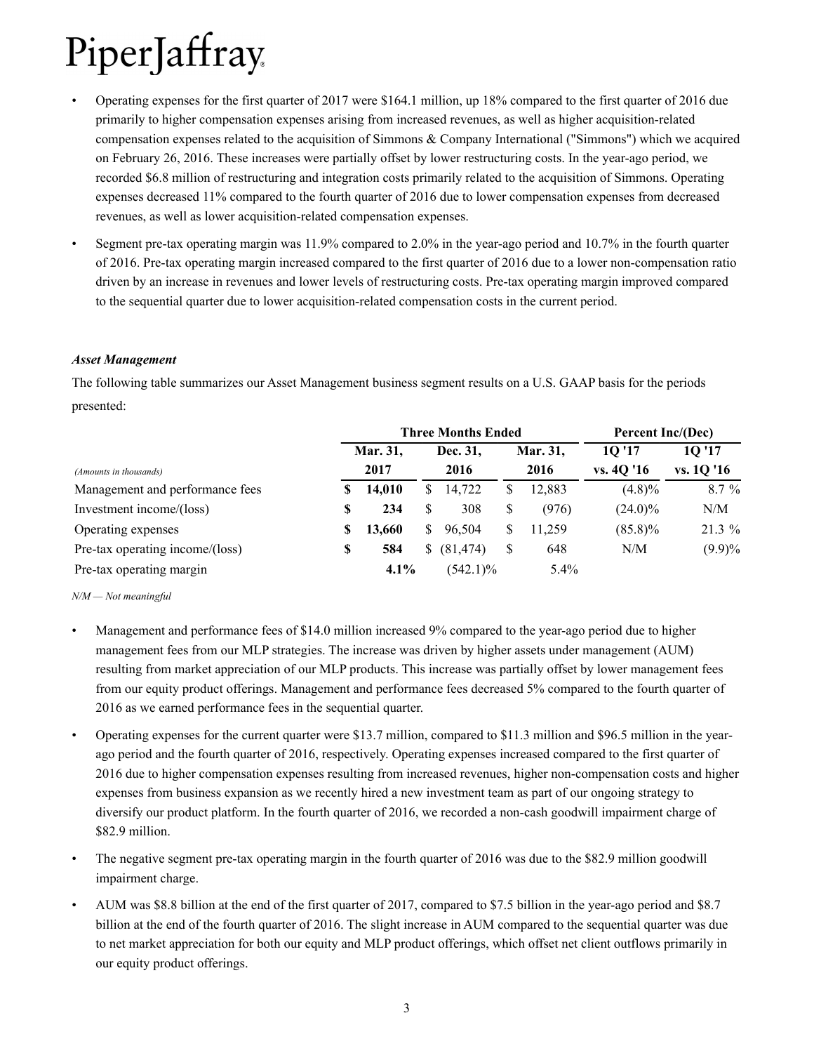- Operating expenses for the first quarter of 2017 were $164.1 million, up 18% compared to the first quarter of 2016 due primarily to higher compensation expenses arising from increased revenues, as well as higher acquisition-related compensation expenses related to the acquisition of Simmons & Company International ("Simmons") which we acquired on February 26, 2016. These increases were partially offset by lower restructuring costs. In the year-ago period, we recorded $6.8 million of restructuring and integration costs primarily related to the acquisition of Simmons. Operating expenses decreased 11% compared to the fourth quarter of 2016 due to lower compensation expenses from decreased revenues, as well as lower acquisition-related compensation expenses.
- Segment pre-tax operating margin was 11.9% compared to 2.0% in the year-ago period and 10.7% in the fourth quarter of 2016. Pre-tax operating margin increased compared to the first quarter of 2016 due to a lower non-compensation ratio driven by an increase in revenues and lower levels of restructuring costs. Pre-tax operating margin improved compared to the sequential quarter due to lower acquisition-related compensation costs in the current period.

***Asset Management***

The following table summarizes our Asset Management business segment results on a U.S. GAAP basis for the periods presented:

| | Three Months Ended | | | Percent Inc/(Dec) | |
|---|---|---|---|---|---|
| *(Amounts in thousands)* | **Mar. 31, 2017** | **Dec. 31, 2016** | **Mar. 31, 2016** | **1Q '17 vs. 4Q '16** | **1Q '17 vs. 1Q '16** |
| Management and performance fees | **$ 14,010** | $ 14,722 | $ 12,883 | (4.8)% | 8.7 % |
| Investment income/(loss) | **$ 234** | $ 308 | $ (976) | (24.0)% | N/M |
| Operating expenses | **$ 13,660** | $ 96,504 | $ 11,259 | (85.8)% | 21.3 % |
| Pre-tax operating income/(loss) | **$ 584** | $ (81,474) | $ 648 | N/M | (9.9)% |
| Pre-tax operating margin | **4.1%** | (542.1)% | 5.4% | | |

*N/M — Not meaningful*

- Management and performance fees of $14.0 million increased 9% compared to the year-ago period due to higher management fees from our MLP strategies. The increase was driven by higher assets under management (AUM) resulting from market appreciation of our MLP products. This increase was partially offset by lower management fees from our equity product offerings. Management and performance fees decreased 5% compared to the fourth quarter of 2016 as we earned performance fees in the sequential quarter.
- Operating expenses for the current quarter were $13.7 million, compared to $11.3 million and $96.5 million in the year-ago period and the fourth quarter of 2016, respectively. Operating expenses increased compared to the first quarter of 2016 due to higher compensation expenses resulting from increased revenues, higher non-compensation costs and higher expenses from business expansion as we recently hired a new investment team as part of our ongoing strategy to diversify our product platform. In the fourth quarter of 2016, we recorded a non-cash goodwill impairment charge of $82.9 million.
- The negative segment pre-tax operating margin in the fourth quarter of 2016 was due to the $82.9 million goodwill impairment charge.
- AUM was $8.8 billion at the end of the first quarter of 2017, compared to $7.5 billion in the year-ago period and $8.7 billion at the end of the fourth quarter of 2016. The slight increase in AUM compared to the sequential quarter was due to net market appreciation for both our equity and MLP product offerings, which offset net client outflows primarily in our equity product offerings.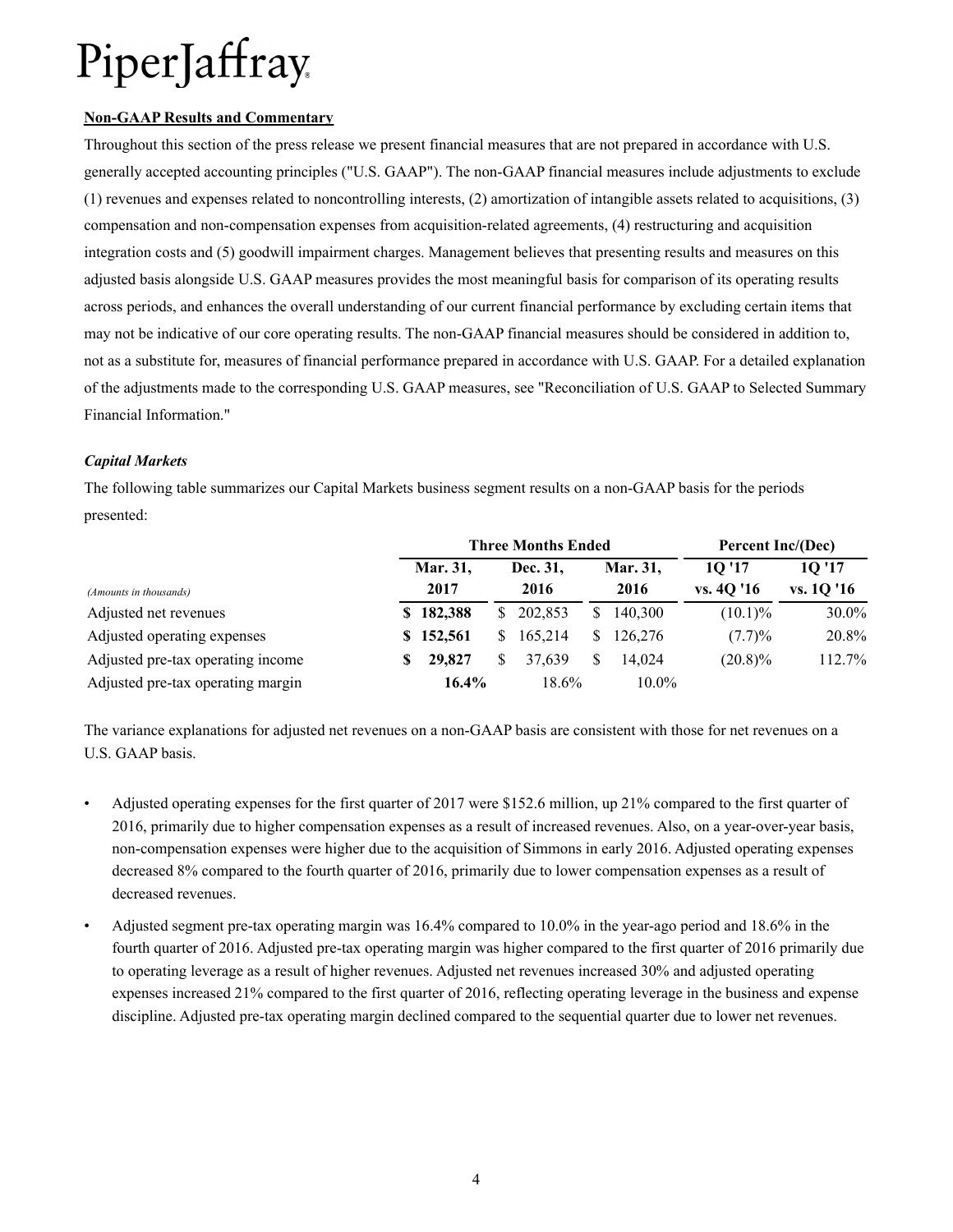PiperJaffray

**Non-GAAP Results and Commentary**

Throughout this section of the press release we present financial measures that are not prepared in accordance with U.S. generally accepted accounting principles ("U.S. GAAP"). The non-GAAP financial measures include adjustments to exclude (1) revenues and expenses related to noncontrolling interests, (2) amortization of intangible assets related to acquisitions, (3) compensation and non-compensation expenses from acquisition-related agreements, (4) restructuring and acquisition integration costs and (5) goodwill impairment charges. Management believes that presenting results and measures on this adjusted basis alongside U.S. GAAP measures provides the most meaningful basis for comparison of its operating results across periods, and enhances the overall understanding of our current financial performance by excluding certain items that may not be indicative of our core operating results. The non-GAAP financial measures should be considered in addition to, not as a substitute for, measures of financial performance prepared in accordance with U.S. GAAP. For a detailed explanation of the adjustments made to the corresponding U.S. GAAP measures, see "Reconciliation of U.S. GAAP to Selected Summary Financial Information."

***Capital Markets***

The following table summarizes our Capital Markets business segment results on a non-GAAP basis for the periods presented:

| | Three Months Ended | | | Percent Inc/(Dec) | |
|---|---|---|---|---|---|
| *(Amounts in thousands)* | **Mar. 31, 2017** | **Dec. 31, 2016** | **Mar. 31, 2016** | **1Q '17 vs. 4Q '16** | **1Q '17 vs. 1Q '16** |
| Adjusted net revenues | **$ 182,388** | $ 202,853 | $ 140,300 | (10.1)% | 30.0% |
| Adjusted operating expenses | **$ 152,561** | $ 165,214 | $ 126,276 | (7.7)% | 20.8% |
| Adjusted pre-tax operating income | **$ 29,827** | $ 37,639 | $ 14,024 | (20.8)% | 112.7% |
| Adjusted pre-tax operating margin | **16.4%** | 18.6% | 10.0% | | |

The variance explanations for adjusted net revenues on a non-GAAP basis are consistent with those for net revenues on a U.S. GAAP basis.

- Adjusted operating expenses for the first quarter of 2017 were $152.6 million, up 21% compared to the first quarter of 2016, primarily due to higher compensation expenses as a result of increased revenues. Also, on a year-over-year basis, non-compensation expenses were higher due to the acquisition of Simmons in early 2016. Adjusted operating expenses decreased 8% compared to the fourth quarter of 2016, primarily due to lower compensation expenses as a result of decreased revenues.
- Adjusted segment pre-tax operating margin was 16.4% compared to 10.0% in the year-ago period and 18.6% in the fourth quarter of 2016. Adjusted pre-tax operating margin was higher compared to the first quarter of 2016 primarily due to operating leverage as a result of higher revenues. Adjusted net revenues increased 30% and adjusted operating expenses increased 21% compared to the first quarter of 2016, reflecting operating leverage in the business and expense discipline. Adjusted pre-tax operating margin declined compared to the sequential quarter due to lower net revenues.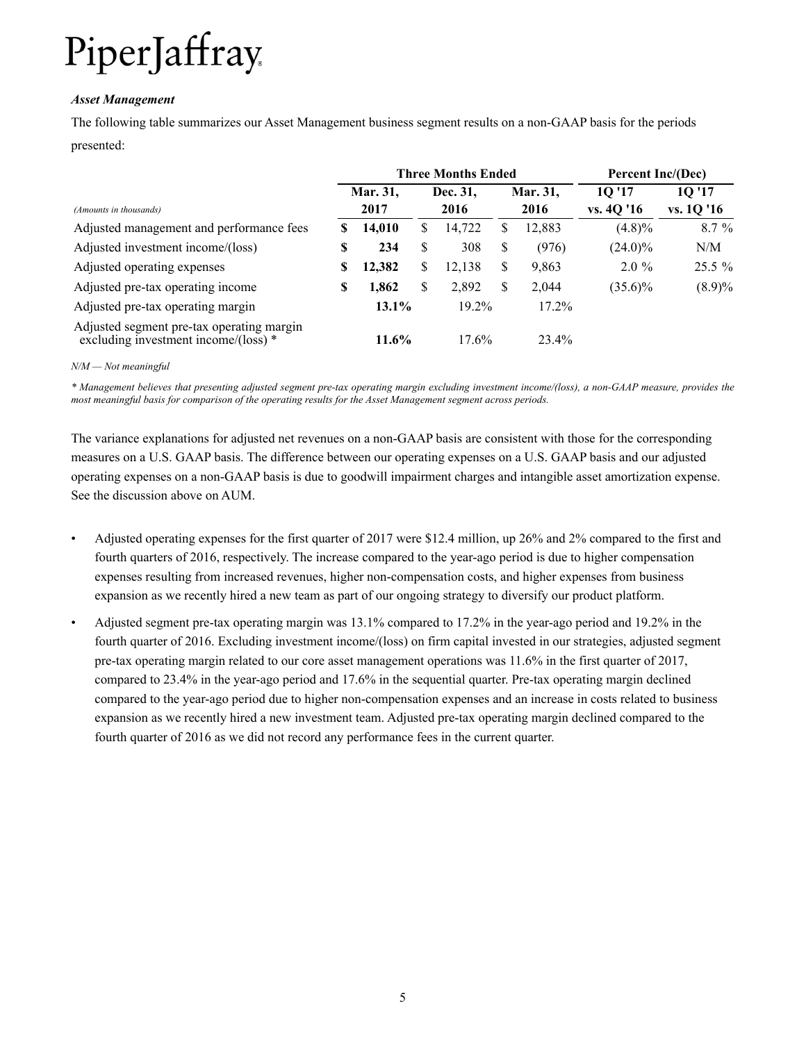*Asset Management*

The following table summarizes our Asset Management business segment results on a non-GAAP basis for the periods presented:

| | Three Months Ended | | | Percent Inc/(Dec) | |
|---|---|---|---|---|---|
| *(Amounts in thousands)* | **Mar. 31, 2017** | **Dec. 31, 2016** | **Mar. 31, 2016** | **1Q '17 vs. 4Q '16** | **1Q '17 vs. 1Q '16** |
| Adjusted management and performance fees | **$ 14,010** | $ 14,722 | $ 12,883 | (4.8)% | 8.7 % |
| Adjusted investment income/(loss) | **$ 234** | $ 308 | $ (976) | (24.0)% | N/M |
| Adjusted operating expenses | **$ 12,382** | $ 12,138 | $ 9,863 | 2.0 % | 25.5 % |
| Adjusted pre-tax operating income | **$ 1,862** | $ 2,892 | $ 2,044 | (35.6)% | (8.9)% |
| Adjusted pre-tax operating margin | **13.1%** | 19.2% | 17.2% | | |
| Adjusted segment pre-tax operating margin excluding investment income/(loss) * | **11.6%** | 17.6% | 23.4% | | |

*N/M — Not meaningful*

*\* Management believes that presenting adjusted segment pre-tax operating margin excluding investment income/(loss), a non-GAAP measure, provides the most meaningful basis for comparison of the operating results for the Asset Management segment across periods.*

The variance explanations for adjusted net revenues on a non-GAAP basis are consistent with those for the corresponding measures on a U.S. GAAP basis. The difference between our operating expenses on a U.S. GAAP basis and our adjusted operating expenses on a non-GAAP basis is due to goodwill impairment charges and intangible asset amortization expense. See the discussion above on AUM.

- Adjusted operating expenses for the first quarter of 2017 were $12.4 million, up 26% and 2% compared to the first and fourth quarters of 2016, respectively. The increase compared to the year-ago period is due to higher compensation expenses resulting from increased revenues, higher non-compensation costs, and higher expenses from business expansion as we recently hired a new team as part of our ongoing strategy to diversify our product platform.
- Adjusted segment pre-tax operating margin was 13.1% compared to 17.2% in the year-ago period and 19.2% in the fourth quarter of 2016. Excluding investment income/(loss) on firm capital invested in our strategies, adjusted segment pre-tax operating margin related to our core asset management operations was 11.6% in the first quarter of 2017, compared to 23.4% in the year-ago period and 17.6% in the sequential quarter. Pre-tax operating margin declined compared to the year-ago period due to higher non-compensation expenses and an increase in costs related to business expansion as we recently hired a new investment team. Adjusted pre-tax operating margin declined compared to the fourth quarter of 2016 as we did not record any performance fees in the current quarter.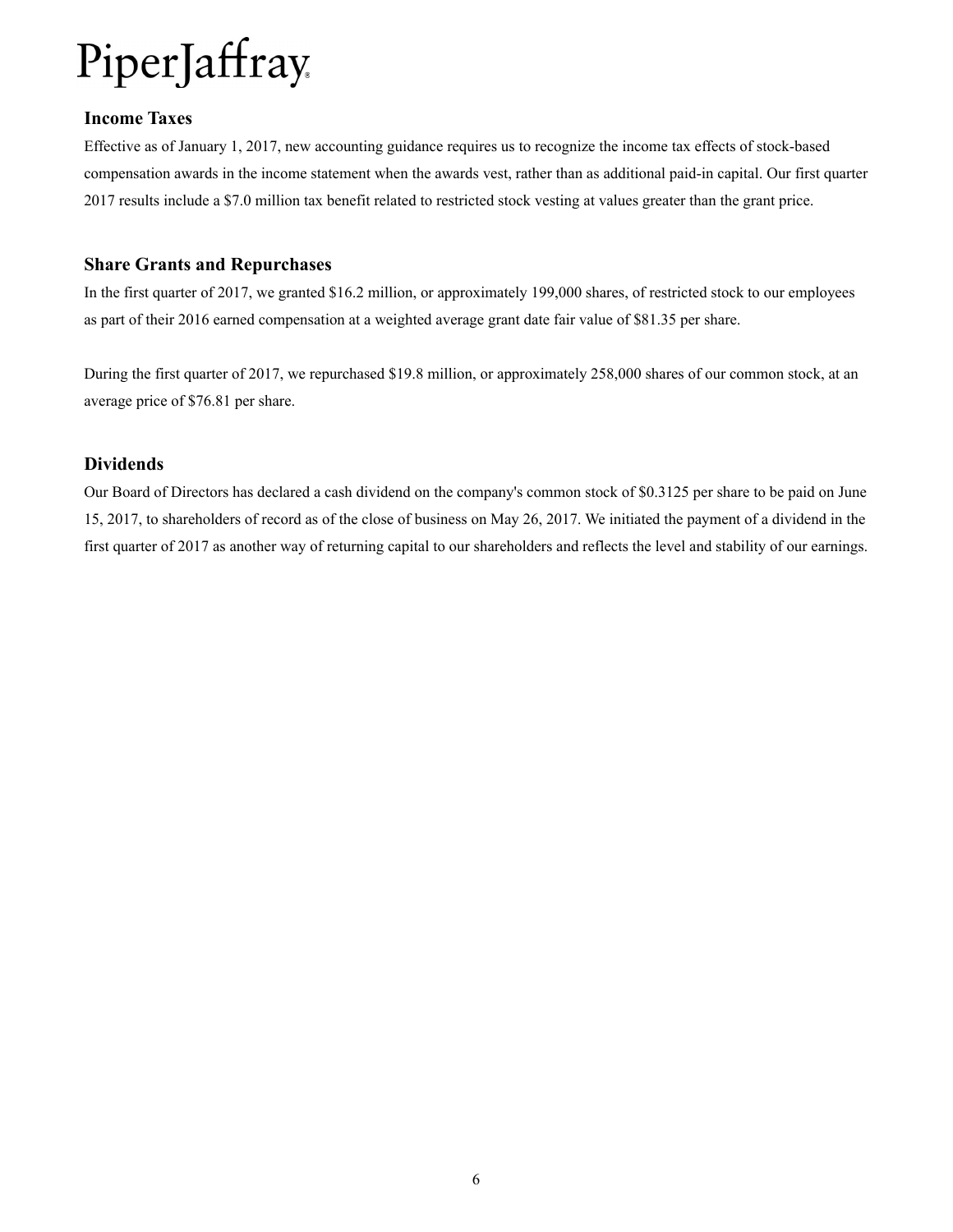PiperJaffray

## Income Taxes

Effective as of January 1, 2017, new accounting guidance requires us to recognize the income tax effects of stock-based compensation awards in the income statement when the awards vest, rather than as additional paid-in capital. Our first quarter 2017 results include a $7.0 million tax benefit related to restricted stock vesting at values greater than the grant price.

## Share Grants and Repurchases

In the first quarter of 2017, we granted $16.2 million, or approximately 199,000 shares, of restricted stock to our employees as part of their 2016 earned compensation at a weighted average grant date fair value of $81.35 per share.

During the first quarter of 2017, we repurchased $19.8 million, or approximately 258,000 shares of our common stock, at an average price of $76.81 per share.

## Dividends

Our Board of Directors has declared a cash dividend on the company's common stock of $0.3125 per share to be paid on June 15, 2017, to shareholders of record as of the close of business on May 26, 2017. We initiated the payment of a dividend in the first quarter of 2017 as another way of returning capital to our shareholders and reflects the level and stability of our earnings.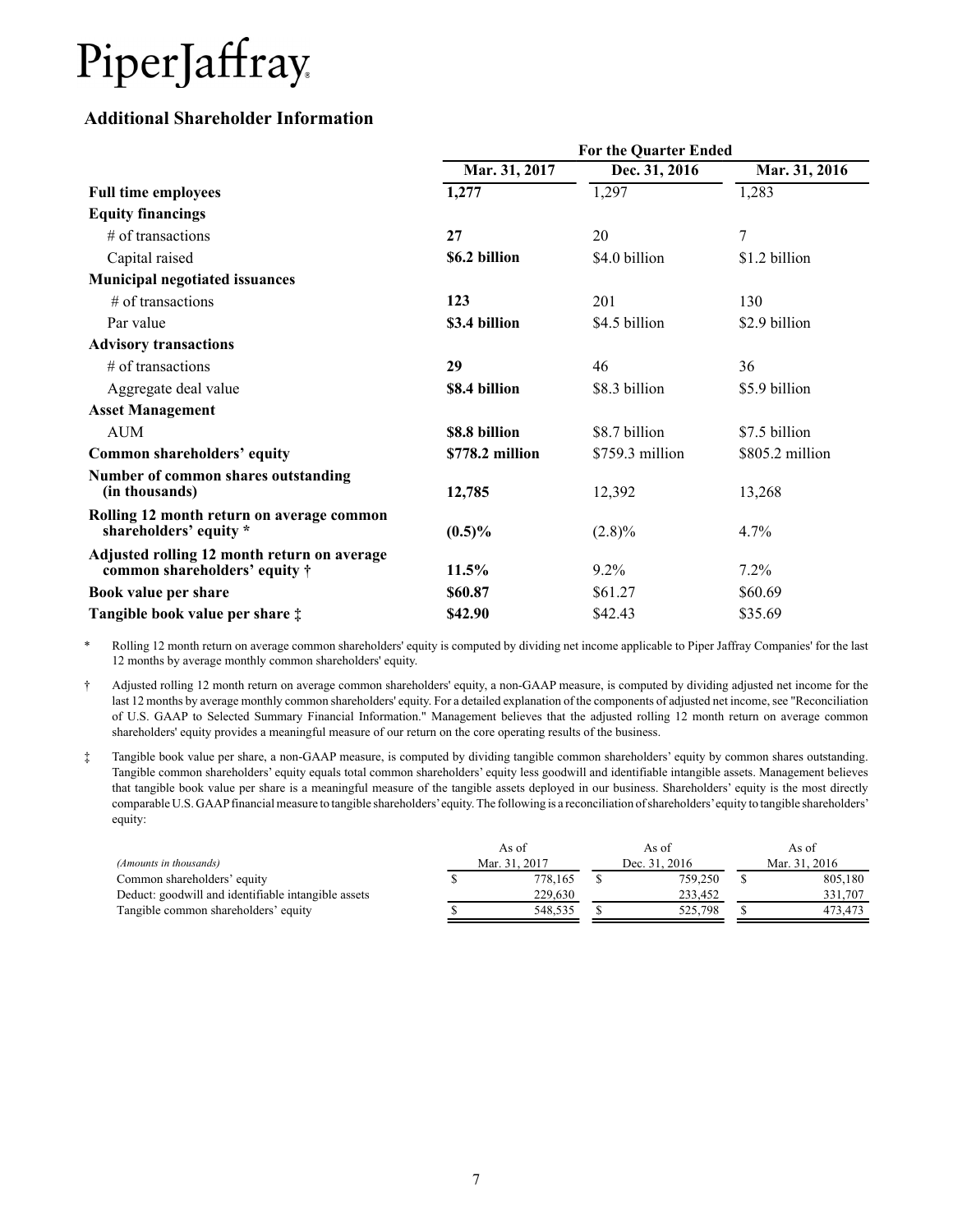PiperJaffray

## Additional Shareholder Information

| | For the Quarter Ended | | |
|---|---|---|---|
| | **Mar. 31, 2017** | **Dec. 31, 2016** | **Mar. 31, 2016** |
| **Full time employees** | **1,277** | 1,297 | 1,283 |
| **Equity financings** | | | |
| # of transactions | **27** | 20 | 7 |
| Capital raised | **$6.2 billion** | $4.0 billion | $1.2 billion |
| **Municipal negotiated issuances** | | | |
| # of transactions | **123** | 201 | 130 |
| Par value | **$3.4 billion** | $4.5 billion | $2.9 billion |
| **Advisory transactions** | | | |
| # of transactions | **29** | 46 | 36 |
| Aggregate deal value | **$8.4 billion** | $8.3 billion | $5.9 billion |
| **Asset Management** | | | |
| AUM | **$8.8 billion** | $8.7 billion | $7.5 billion |
| **Common shareholders' equity** | **$778.2 million** | $759.3 million | $805.2 million |
| **Number of common shares outstanding (in thousands)** | **12,785** | 12,392 | 13,268 |
| **Rolling 12 month return on average common shareholders' equity *** | **(0.5)%** | (2.8)% | 4.7% |
| **Adjusted rolling 12 month return on average common shareholders' equity †** | **11.5%** | 9.2% | 7.2% |
| **Book value per share** | **$60.87** | $61.27 | $60.69 |
| **Tangible book value per share ‡** | **$42.90** | $42.43 | $35.69 |

\* Rolling 12 month return on average common shareholders' equity is computed by dividing net income applicable to Piper Jaffray Companies' for the last 12 months by average monthly common shareholders' equity.

† Adjusted rolling 12 month return on average common shareholders' equity, a non-GAAP measure, is computed by dividing adjusted net income for the last 12 months by average monthly common shareholders' equity. For a detailed explanation of the components of adjusted net income, see "Reconciliation of U.S. GAAP to Selected Summary Financial Information." Management believes that the adjusted rolling 12 month return on average common shareholders' equity provides a meaningful measure of our return on the core operating results of the business.

‡ Tangible book value per share, a non-GAAP measure, is computed by dividing tangible common shareholders' equity by common shares outstanding. Tangible common shareholders' equity equals total common shareholders' equity less goodwill and identifiable intangible assets. Management believes that tangible book value per share is a meaningful measure of the tangible assets deployed in our business. Shareholders' equity is the most directly comparable U.S. GAAP financial measure to tangible shareholders' equity. The following is a reconciliation of shareholders' equity to tangible shareholders' equity:

| *(Amounts in thousands)* | As of Mar. 31, 2017 | As of Dec. 31, 2016 | As of Mar. 31, 2016 |
|---|---|---|---|
| Common shareholders' equity | $ 778,165 | $ 759,250 | $ 805,180 |
| Deduct: goodwill and identifiable intangible assets | 229,630 | 233,452 | 331,707 |
| Tangible common shareholders' equity | $ 548,535 | $ 525,798 | $ 473,473 |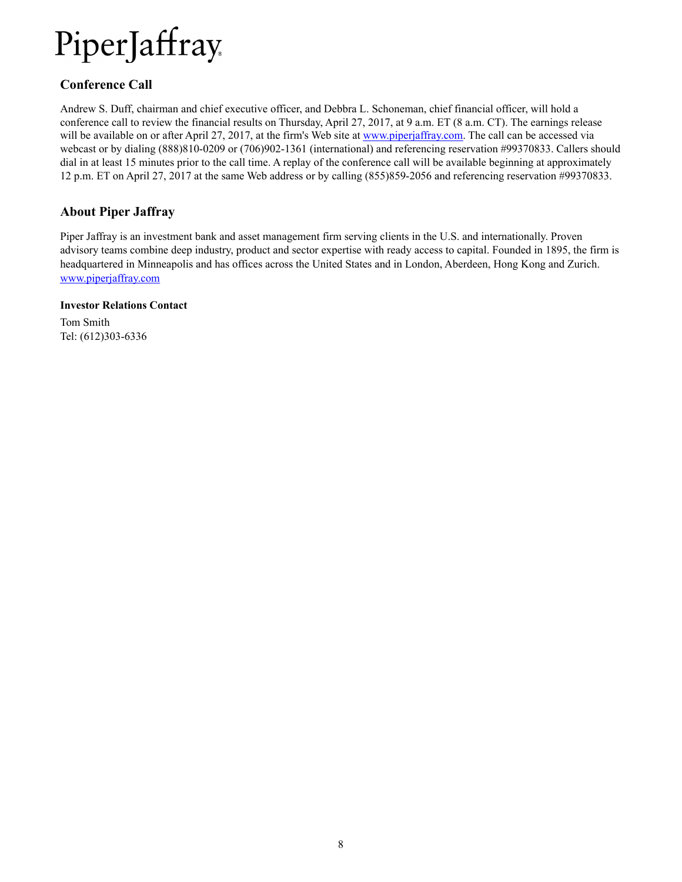PiperJaffray

## Conference Call

Andrew S. Duff, chairman and chief executive officer, and Debbra L. Schoneman, chief financial officer, will hold a conference call to review the financial results on Thursday, April 27, 2017, at 9 a.m. ET (8 a.m. CT). The earnings release will be available on or after April 27, 2017, at the firm's Web site at www.piperjaffray.com. The call can be accessed via webcast or by dialing (888)810-0209 or (706)902-1361 (international) and referencing reservation #99370833. Callers should dial in at least 15 minutes prior to the call time. A replay of the conference call will be available beginning at approximately 12 p.m. ET on April 27, 2017 at the same Web address or by calling (855)859-2056 and referencing reservation #99370833.

## About Piper Jaffray

Piper Jaffray is an investment bank and asset management firm serving clients in the U.S. and internationally. Proven advisory teams combine deep industry, product and sector expertise with ready access to capital. Founded in 1895, the firm is headquartered in Minneapolis and has offices across the United States and in London, Aberdeen, Hong Kong and Zurich. www.piperjaffray.com

**Investor Relations Contact**

Tom Smith
Tel: (612)303-6336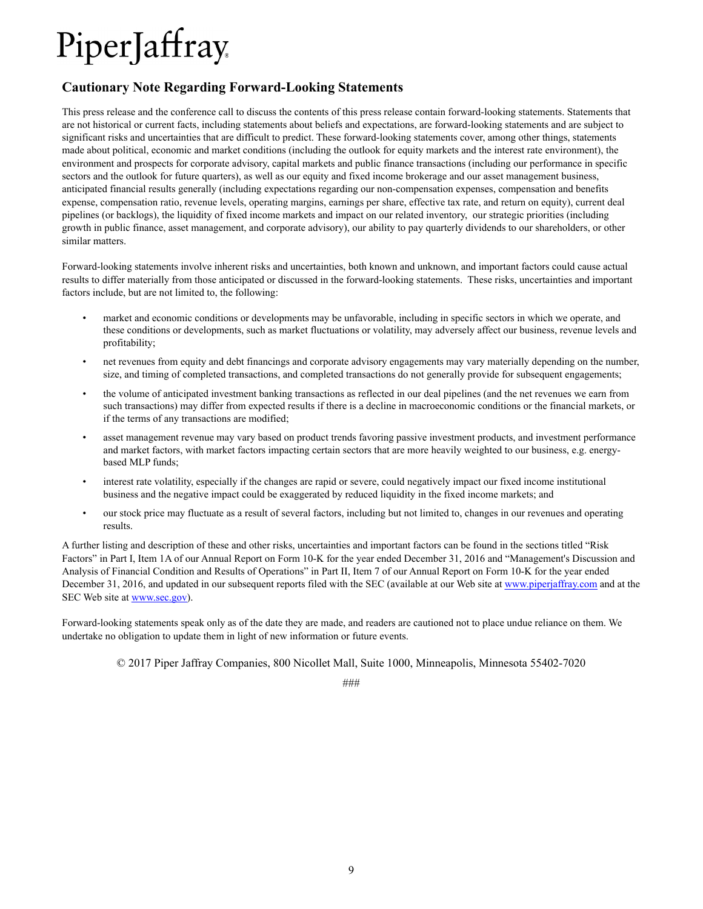PiperJaffray

## Cautionary Note Regarding Forward-Looking Statements

This press release and the conference call to discuss the contents of this press release contain forward-looking statements. Statements that are not historical or current facts, including statements about beliefs and expectations, are forward-looking statements and are subject to significant risks and uncertainties that are difficult to predict. These forward-looking statements cover, among other things, statements made about political, economic and market conditions (including the outlook for equity markets and the interest rate environment), the environment and prospects for corporate advisory, capital markets and public finance transactions (including our performance in specific sectors and the outlook for future quarters), as well as our equity and fixed income brokerage and our asset management business, anticipated financial results generally (including expectations regarding our non-compensation expenses, compensation and benefits expense, compensation ratio, revenue levels, operating margins, earnings per share, effective tax rate, and return on equity), current deal pipelines (or backlogs), the liquidity of fixed income markets and impact on our related inventory, our strategic priorities (including growth in public finance, asset management, and corporate advisory), our ability to pay quarterly dividends to our shareholders, or other similar matters.

Forward-looking statements involve inherent risks and uncertainties, both known and unknown, and important factors could cause actual results to differ materially from those anticipated or discussed in the forward-looking statements. These risks, uncertainties and important factors include, but are not limited to, the following:

- market and economic conditions or developments may be unfavorable, including in specific sectors in which we operate, and these conditions or developments, such as market fluctuations or volatility, may adversely affect our business, revenue levels and profitability;
- net revenues from equity and debt financings and corporate advisory engagements may vary materially depending on the number, size, and timing of completed transactions, and completed transactions do not generally provide for subsequent engagements;
- the volume of anticipated investment banking transactions as reflected in our deal pipelines (and the net revenues we earn from such transactions) may differ from expected results if there is a decline in macroeconomic conditions or the financial markets, or if the terms of any transactions are modified;
- asset management revenue may vary based on product trends favoring passive investment products, and investment performance and market factors, with market factors impacting certain sectors that are more heavily weighted to our business, e.g. energy-based MLP funds;
- interest rate volatility, especially if the changes are rapid or severe, could negatively impact our fixed income institutional business and the negative impact could be exaggerated by reduced liquidity in the fixed income markets; and
- our stock price may fluctuate as a result of several factors, including but not limited to, changes in our revenues and operating results.

A further listing and description of these and other risks, uncertainties and important factors can be found in the sections titled "Risk Factors" in Part I, Item 1A of our Annual Report on Form 10-K for the year ended December 31, 2016 and "Management's Discussion and Analysis of Financial Condition and Results of Operations" in Part II, Item 7 of our Annual Report on Form 10-K for the year ended December 31, 2016, and updated in our subsequent reports filed with the SEC (available at our Web site at www.piperjaffray.com and at the SEC Web site at www.sec.gov).

Forward-looking statements speak only as of the date they are made, and readers are cautioned not to place undue reliance on them. We undertake no obligation to update them in light of new information or future events.

© 2017 Piper Jaffray Companies, 800 Nicollet Mall, Suite 1000, Minneapolis, Minnesota 55402-7020

###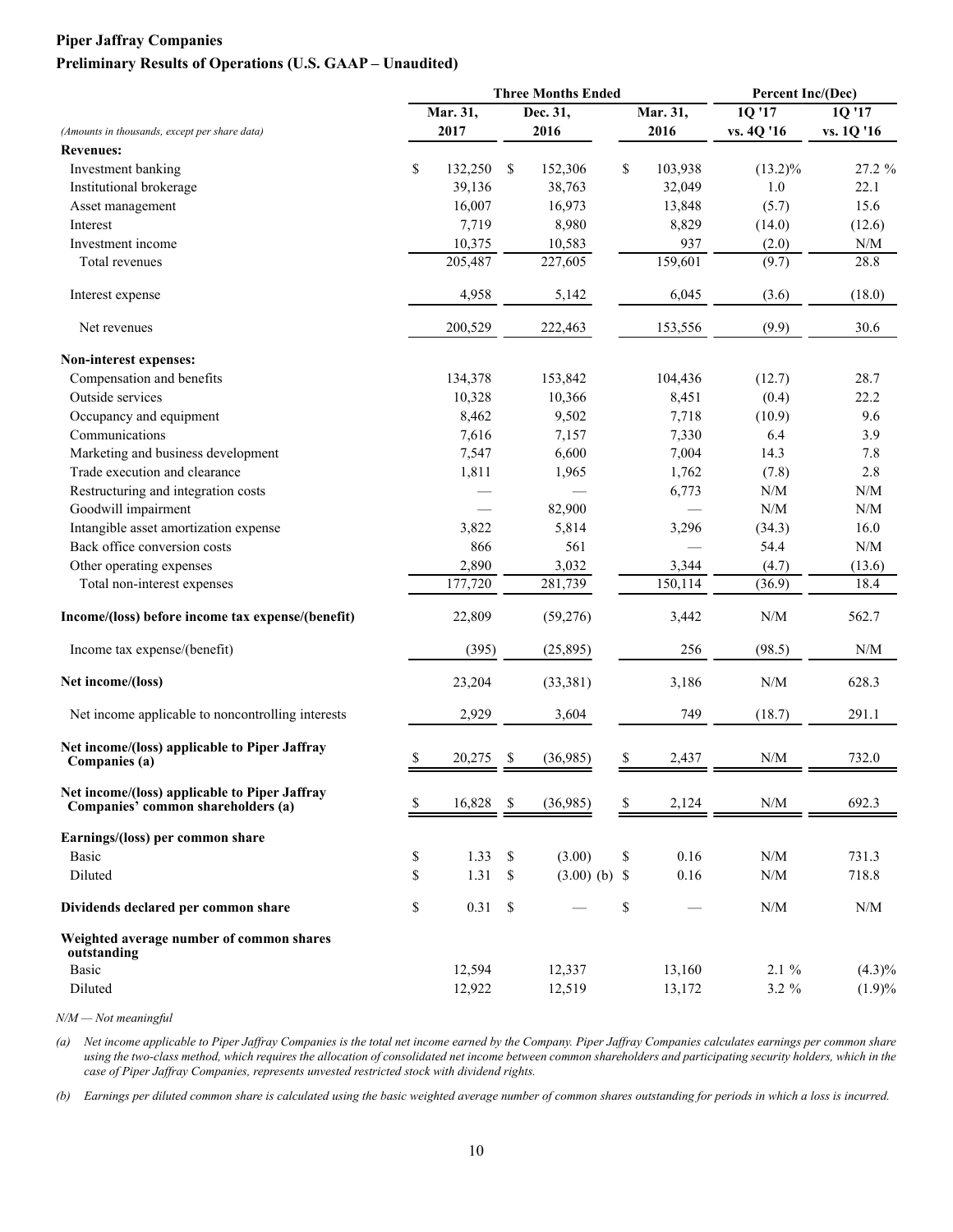**Piper Jaffray Companies**

**Preliminary Results of Operations (U.S. GAAP – Unaudited)**

| *(Amounts in thousands, except per share data)* | Three Months Ended | | | Percent Inc/(Dec) | |
|---|---|---|---|---|---|
| | Mar. 31, 2017 | Dec. 31, 2016 | Mar. 31, 2016 | 1Q '17 vs. 4Q '16 | 1Q '17 vs. 1Q '16 |
| **Revenues:** | | | | | |
| Investment banking | $ 132,250 | $ 152,306 | $ 103,938 | (13.2)% | 27.2 % |
| Institutional brokerage | 39,136 | 38,763 | 32,049 | 1.0 | 22.1 |
| Asset management | 16,007 | 16,973 | 13,848 | (5.7) | 15.6 |
| Interest | 7,719 | 8,980 | 8,829 | (14.0) | (12.6) |
| Investment income | 10,375 | 10,583 | 937 | (2.0) | N/M |
| Total revenues | 205,487 | 227,605 | 159,601 | (9.7) | 28.8 |
| Interest expense | 4,958 | 5,142 | 6,045 | (3.6) | (18.0) |
| Net revenues | 200,529 | 222,463 | 153,556 | (9.9) | 30.6 |
| **Non-interest expenses:** | | | | | |
| Compensation and benefits | 134,378 | 153,842 | 104,436 | (12.7) | 28.7 |
| Outside services | 10,328 | 10,366 | 8,451 | (0.4) | 22.2 |
| Occupancy and equipment | 8,462 | 9,502 | 7,718 | (10.9) | 9.6 |
| Communications | 7,616 | 7,157 | 7,330 | 6.4 | 3.9 |
| Marketing and business development | 7,547 | 6,600 | 7,004 | 14.3 | 7.8 |
| Trade execution and clearance | 1,811 | 1,965 | 1,762 | (7.8) | 2.8 |
| Restructuring and integration costs | — | — | 6,773 | N/M | N/M |
| Goodwill impairment | — | 82,900 | — | N/M | N/M |
| Intangible asset amortization expense | 3,822 | 5,814 | 3,296 | (34.3) | 16.0 |
| Back office conversion costs | 866 | 561 | — | 54.4 | N/M |
| Other operating expenses | 2,890 | 3,032 | 3,344 | (4.7) | (13.6) |
| Total non-interest expenses | 177,720 | 281,739 | 150,114 | (36.9) | 18.4 |
| **Income/(loss) before income tax expense/(benefit)** | 22,809 | (59,276) | 3,442 | N/M | 562.7 |
| Income tax expense/(benefit) | (395) | (25,895) | 256 | (98.5) | N/M |
| **Net income/(loss)** | 23,204 | (33,381) | 3,186 | N/M | 628.3 |
| Net income applicable to noncontrolling interests | 2,929 | 3,604 | 749 | (18.7) | 291.1 |
| **Net income/(loss) applicable to Piper Jaffray Companies (a)** | $ 20,275 | $ (36,985) | $ 2,437 | N/M | 732.0 |
| **Net income/(loss) applicable to Piper Jaffray Companies' common shareholders (a)** | $ 16,828 | $ (36,985) | $ 2,124 | N/M | 692.3 |
| **Earnings/(loss) per common share** | | | | | |
| Basic | $ 1.33 | $ (3.00) | $ 0.16 | N/M | 731.3 |
| Diluted | $ 1.31 | $ (3.00) (b) | $ 0.16 | N/M | 718.8 |
| **Dividends declared per common share** | $ 0.31 | $ — | $ — | N/M | N/M |
| **Weighted average number of common shares outstanding** | | | | | |
| Basic | 12,594 | 12,337 | 13,160 | 2.1 % | (4.3)% |
| Diluted | 12,922 | 12,519 | 13,172 | 3.2 % | (1.9)% |

*N/M — Not meaningful*

*(a) Net income applicable to Piper Jaffray Companies is the total net income earned by the Company. Piper Jaffray Companies calculates earnings per common share using the two-class method, which requires the allocation of consolidated net income between common shareholders and participating security holders, which in the case of Piper Jaffray Companies, represents unvested restricted stock with dividend rights.*

*(b) Earnings per diluted common share is calculated using the basic weighted average number of common shares outstanding for periods in which a loss is incurred.*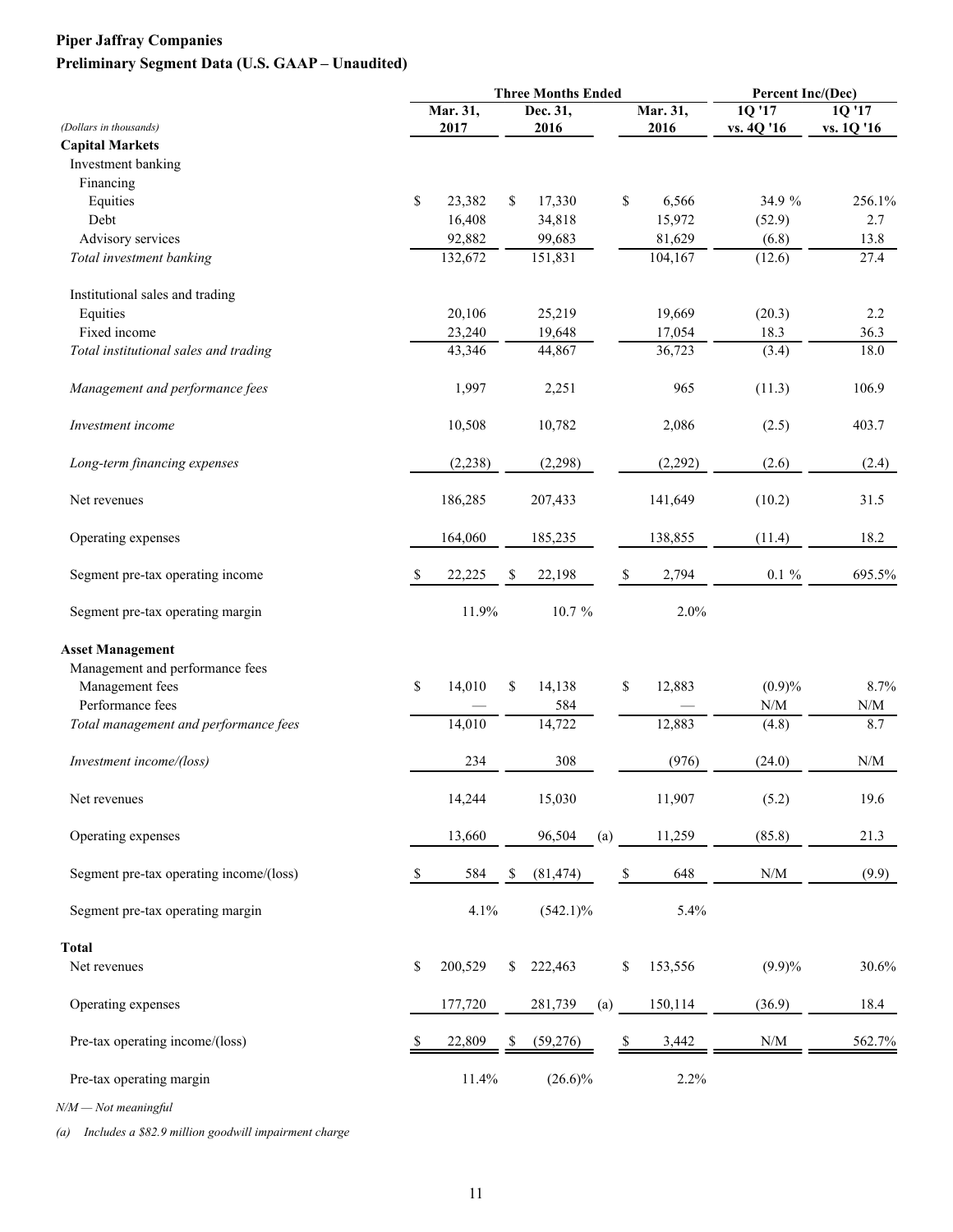**Piper Jaffray Companies**

**Preliminary Segment Data (U.S. GAAP – Unaudited)**

| *(Dollars in thousands)* | Three Months Ended | | | Percent Inc/(Dec) | |
|---|---|---|---|---|---|
| | Mar. 31, 2017 | Dec. 31, 2016 | Mar. 31, 2016 | 1Q '17 vs. 4Q '16 | 1Q '17 vs. 1Q '16 |
| **Capital Markets** | | | | | |
| Investment banking | | | | | |
| Financing | | | | | |
| Equities | $ 23,382 | $ 17,330 | $ 6,566 | 34.9 % | 256.1% |
| Debt | 16,408 | 34,818 | 15,972 | (52.9) | 2.7 |
| Advisory services | 92,882 | 99,683 | 81,629 | (6.8) | 13.8 |
| *Total investment banking* | 132,672 | 151,831 | 104,167 | (12.6) | 27.4 |
| Institutional sales and trading | | | | | |
| Equities | 20,106 | 25,219 | 19,669 | (20.3) | 2.2 |
| Fixed income | 23,240 | 19,648 | 17,054 | 18.3 | 36.3 |
| *Total institutional sales and trading* | 43,346 | 44,867 | 36,723 | (3.4) | 18.0 |
| *Management and performance fees* | 1,997 | 2,251 | 965 | (11.3) | 106.9 |
| *Investment income* | 10,508 | 10,782 | 2,086 | (2.5) | 403.7 |
| *Long-term financing expenses* | (2,238) | (2,298) | (2,292) | (2.6) | (2.4) |
| Net revenues | 186,285 | 207,433 | 141,649 | (10.2) | 31.5 |
| Operating expenses | 164,060 | 185,235 | 138,855 | (11.4) | 18.2 |
| Segment pre-tax operating income | $ 22,225 | $ 22,198 | $ 2,794 | 0.1 % | 695.5% |
| Segment pre-tax operating margin | 11.9% | 10.7 % | 2.0% | | |
| **Asset Management** | | | | | |
| Management and performance fees | | | | | |
| Management fees | $ 14,010 | $ 14,138 | $ 12,883 | (0.9)% | 8.7% |
| Performance fees | — | 584 | — | N/M | N/M |
| *Total management and performance fees* | 14,010 | 14,722 | 12,883 | (4.8) | 8.7 |
| *Investment income/(loss)* | 234 | 308 | (976) | (24.0) | N/M |
| Net revenues | 14,244 | 15,030 | 11,907 | (5.2) | 19.6 |
| Operating expenses | 13,660 | 96,504 (a) | 11,259 | (85.8) | 21.3 |
| Segment pre-tax operating income/(loss) | $ 584 | $ (81,474) | $ 648 | N/M | (9.9) |
| Segment pre-tax operating margin | 4.1% | (542.1)% | 5.4% | | |
| **Total** | | | | | |
| Net revenues | $ 200,529 | $ 222,463 | $ 153,556 | (9.9)% | 30.6% |
| Operating expenses | 177,720 | 281,739 (a) | 150,114 | (36.9) | 18.4 |
| Pre-tax operating income/(loss) | $ 22,809 | $ (59,276) | $ 3,442 | N/M | 562.7% |
| Pre-tax operating margin | 11.4% | (26.6)% | 2.2% | | |

*N/M — Not meaningful*

*(a) Includes a $82.9 million goodwill impairment charge*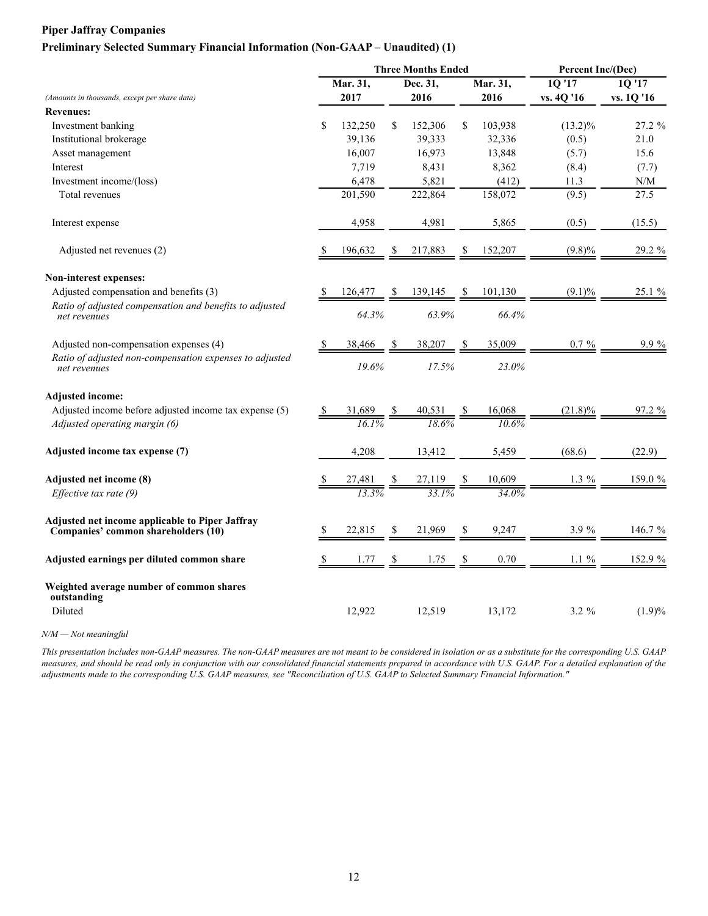**Piper Jaffray Companies**

**Preliminary Selected Summary Financial Information (Non-GAAP – Unaudited) (1)**

| *(Amounts in thousands, except per share data)* | Three Months Ended | | | Percent Inc/(Dec) | |
|---|---|---|---|---|---|
| | Mar. 31, 2017 | Dec. 31, 2016 | Mar. 31, 2016 | 1Q '17 vs. 4Q '16 | 1Q '17 vs. 1Q '16 |
| **Revenues:** | | | | | |
| Investment banking | $ 132,250 | $ 152,306 | $ 103,938 | (13.2)% | 27.2 % |
| Institutional brokerage | 39,136 | 39,333 | 32,336 | (0.5) | 21.0 |
| Asset management | 16,007 | 16,973 | 13,848 | (5.7) | 15.6 |
| Interest | 7,719 | 8,431 | 8,362 | (8.4) | (7.7) |
| Investment income/(loss) | 6,478 | 5,821 | (412) | 11.3 | N/M |
| Total revenues | 201,590 | 222,864 | 158,072 | (9.5) | 27.5 |
| Interest expense | 4,958 | 4,981 | 5,865 | (0.5) | (15.5) |
| Adjusted net revenues (2) | $ 196,632 | $ 217,883 | $ 152,207 | (9.8)% | 29.2 % |
| **Non-interest expenses:** | | | | | |
| Adjusted compensation and benefits (3) | $ 126,477 | $ 139,145 | $ 101,130 | (9.1)% | 25.1 % |
| *Ratio of adjusted compensation and benefits to adjusted net revenues* | *64.3%* | *63.9%* | *66.4%* | | |
| Adjusted non-compensation expenses (4) | $ 38,466 | $ 38,207 | $ 35,009 | 0.7 % | 9.9 % |
| *Ratio of adjusted non-compensation expenses to adjusted net revenues* | *19.6%* | *17.5%* | *23.0%* | | |
| **Adjusted income:** | | | | | |
| Adjusted income before adjusted income tax expense (5) | $ 31,689 | $ 40,531 | $ 16,068 | (21.8)% | 97.2 % |
| *Adjusted operating margin (6)* | *16.1%* | *18.6%* | *10.6%* | | |
| **Adjusted income tax expense (7)** | 4,208 | 13,412 | 5,459 | (68.6) | (22.9) |
| **Adjusted net income (8)** | $ 27,481 | $ 27,119 | $ 10,609 | 1.3 % | 159.0 % |
| *Effective tax rate (9)* | *13.3%* | *33.1%* | *34.0%* | | |
| **Adjusted net income applicable to Piper Jaffray Companies' common shareholders (10)** | $ 22,815 | $ 21,969 | $ 9,247 | 3.9 % | 146.7 % |
| **Adjusted earnings per diluted common share** | $ 1.77 | $ 1.75 | $ 0.70 | 1.1 % | 152.9 % |
| **Weighted average number of common shares outstanding** | | | | | |
| Diluted | 12,922 | 12,519 | 13,172 | 3.2 % | (1.9)% |

*N/M — Not meaningful*

*This presentation includes non-GAAP measures. The non-GAAP measures are not meant to be considered in isolation or as a substitute for the corresponding U.S. GAAP measures, and should be read only in conjunction with our consolidated financial statements prepared in accordance with U.S. GAAP. For a detailed explanation of the adjustments made to the corresponding U.S. GAAP measures, see "Reconciliation of U.S. GAAP to Selected Summary Financial Information."*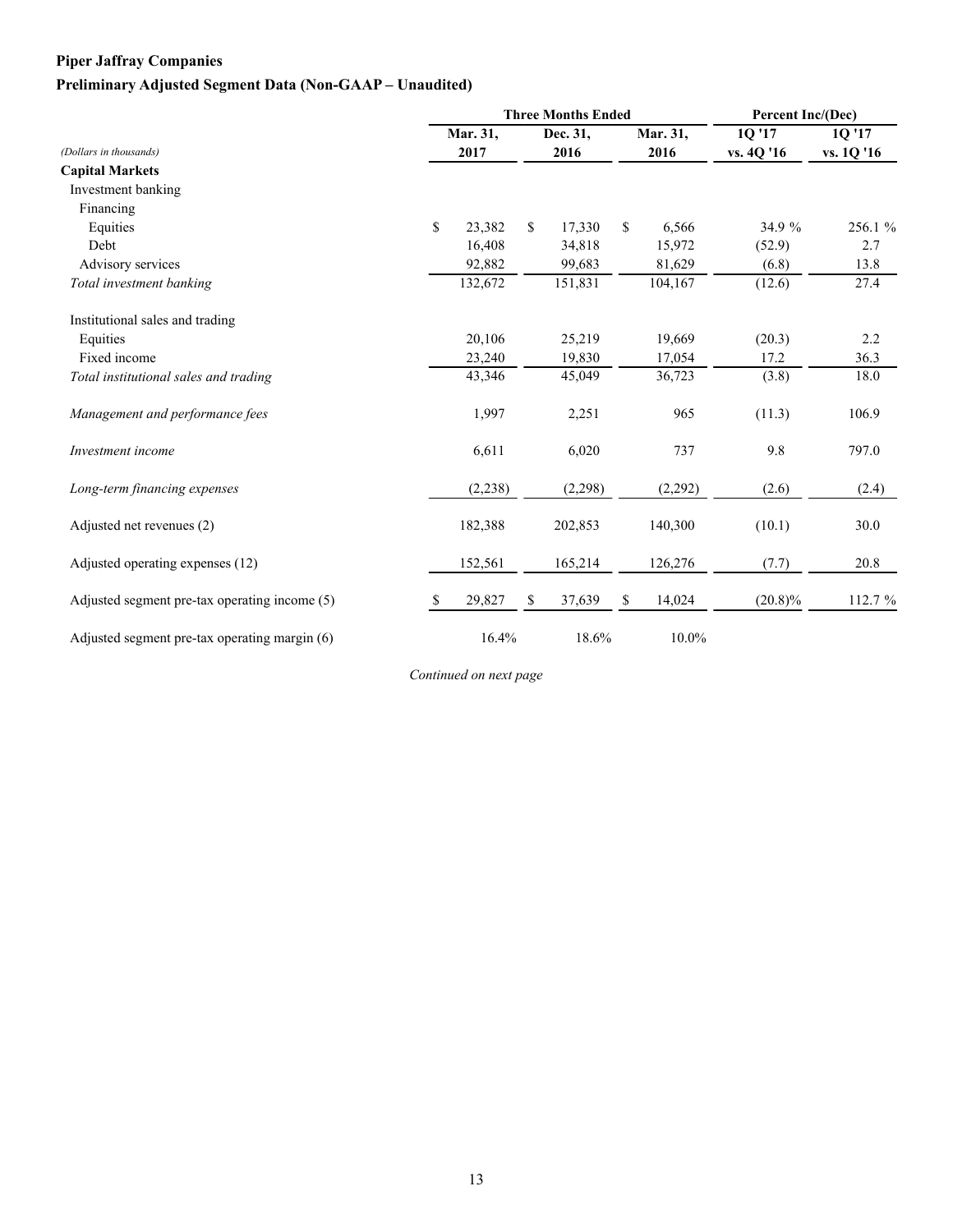**Piper Jaffray Companies**

**Preliminary Adjusted Segment Data (Non-GAAP – Unaudited)**

| | Three Months Ended | | | Percent Inc/(Dec) | |
|---|---|---|---|---|---|
| *(Dollars in thousands)* | Mar. 31, 2017 | Dec. 31, 2016 | Mar. 31, 2016 | 1Q '17 vs. 4Q '16 | 1Q '17 vs. 1Q '16 |
| **Capital Markets** | | | | | |
| Investment banking | | | | | |
| Financing | | | | | |
| Equities | $ 23,382 | $ 17,330 | $ 6,566 | 34.9 % | 256.1 % |
| Debt | 16,408 | 34,818 | 15,972 | (52.9) | 2.7 |
| Advisory services | 92,882 | 99,683 | 81,629 | (6.8) | 13.8 |
| *Total investment banking* | 132,672 | 151,831 | 104,167 | (12.6) | 27.4 |
| Institutional sales and trading | | | | | |
| Equities | 20,106 | 25,219 | 19,669 | (20.3) | 2.2 |
| Fixed income | 23,240 | 19,830 | 17,054 | 17.2 | 36.3 |
| *Total institutional sales and trading* | 43,346 | 45,049 | 36,723 | (3.8) | 18.0 |
| *Management and performance fees* | 1,997 | 2,251 | 965 | (11.3) | 106.9 |
| *Investment income* | 6,611 | 6,020 | 737 | 9.8 | 797.0 |
| *Long-term financing expenses* | (2,238) | (2,298) | (2,292) | (2.6) | (2.4) |
| Adjusted net revenues (2) | 182,388 | 202,853 | 140,300 | (10.1) | 30.0 |
| Adjusted operating expenses (12) | 152,561 | 165,214 | 126,276 | (7.7) | 20.8 |
| Adjusted segment pre-tax operating income (5) | $ 29,827 | $ 37,639 | $ 14,024 | (20.8)% | 112.7 % |
| Adjusted segment pre-tax operating margin (6) | 16.4% | 18.6% | 10.0% | | |

*Continued on next page*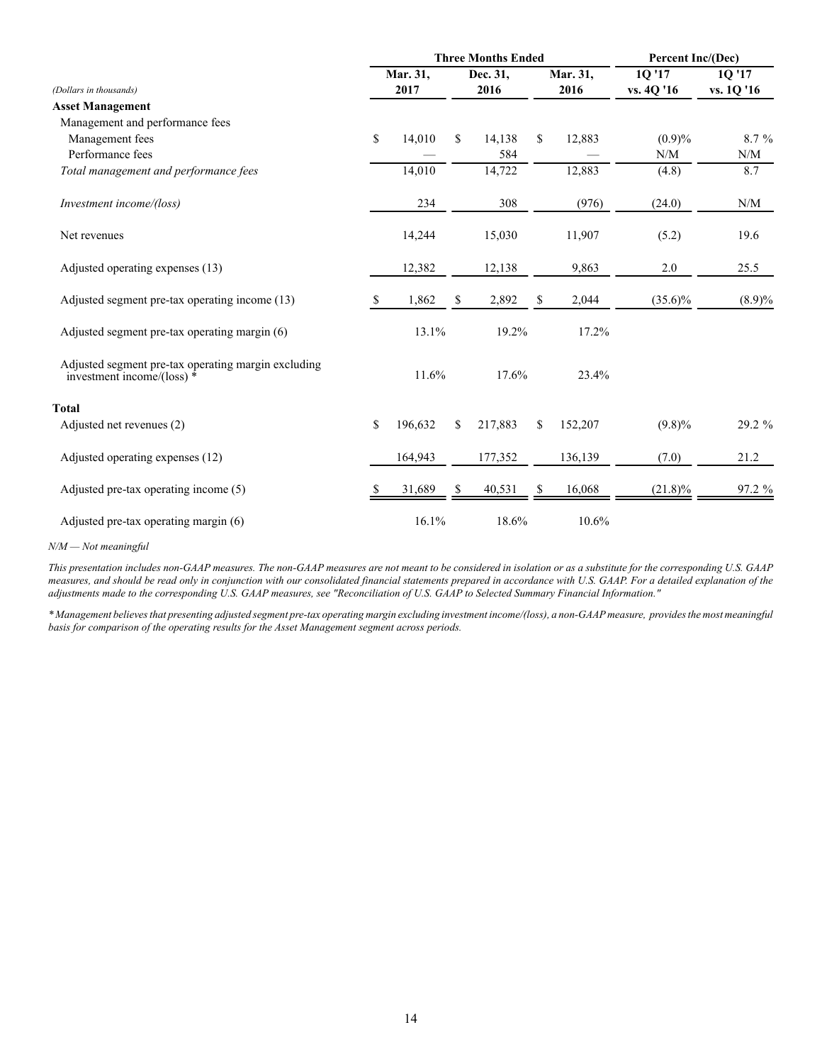| (Dollars in thousands) | Three Months Ended Mar. 31, 2017 | Three Months Ended Dec. 31, 2016 | Three Months Ended Mar. 31, 2016 | Percent Inc/(Dec) 1Q '17 vs. 4Q '16 | Percent Inc/(Dec) 1Q '17 vs. 1Q '16 |
|---|---|---|---|---|---|
| **Asset Management** | | | | | |
| Management and performance fees | | | | | |
| Management fees | $ 14,010 | $ 14,138 | $ 12,883 | (0.9)% | 8.7 % |
| Performance fees | — | 584 | — | N/M | N/M |
| *Total management and performance fees* | 14,010 | 14,722 | 12,883 | (4.8) | 8.7 |
| *Investment income/(loss)* | 234 | 308 | (976) | (24.0) | N/M |
| Net revenues | 14,244 | 15,030 | 11,907 | (5.2) | 19.6 |
| Adjusted operating expenses (13) | 12,382 | 12,138 | 9,863 | 2.0 | 25.5 |
| Adjusted segment pre-tax operating income (13) | $ 1,862 | $ 2,892 | $ 2,044 | (35.6)% | (8.9)% |
| Adjusted segment pre-tax operating margin (6) | 13.1% | 19.2% | 17.2% | | |
| Adjusted segment pre-tax operating margin excluding investment income/(loss) * | 11.6% | 17.6% | 23.4% | | |
| **Total** | | | | | |
| Adjusted net revenues (2) | $ 196,632 | $ 217,883 | $ 152,207 | (9.8)% | 29.2 % |
| Adjusted operating expenses (12) | 164,943 | 177,352 | 136,139 | (7.0) | 21.2 |
| Adjusted pre-tax operating income (5) | $ 31,689 | $ 40,531 | $ 16,068 | (21.8)% | 97.2 % |
| Adjusted pre-tax operating margin (6) | 16.1% | 18.6% | 10.6% | | |

*N/M — Not meaningful*

*This presentation includes non-GAAP measures. The non-GAAP measures are not meant to be considered in isolation or as a substitute for the corresponding U.S. GAAP measures, and should be read only in conjunction with our consolidated financial statements prepared in accordance with U.S. GAAP. For a detailed explanation of the adjustments made to the corresponding U.S. GAAP measures, see "Reconciliation of U.S. GAAP to Selected Summary Financial Information."*

*\* Management believes that presenting adjusted segment pre-tax operating margin excluding investment income/(loss), a non-GAAP measure, provides the most meaningful basis for comparison of the operating results for the Asset Management segment across periods.*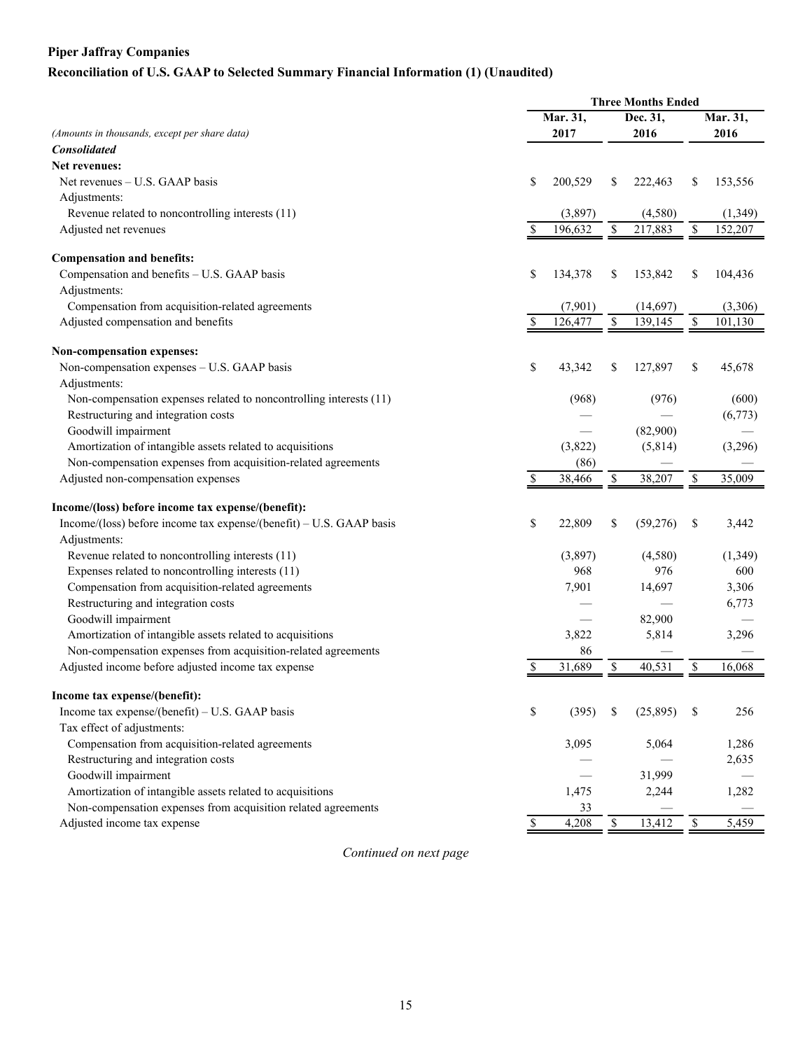**Piper Jaffray Companies**

**Reconciliation of U.S. GAAP to Selected Summary Financial Information (1) (Unaudited)**

| *(Amounts in thousands, except per share data)* | Three Months Ended Mar. 31, 2017 | Dec. 31, 2016 | Mar. 31, 2016 |
|---|---|---|---|
| ***Consolidated*** | | | |
| **Net revenues:** | | | |
| Net revenues – U.S. GAAP basis | $ 200,529 | $ 222,463 | $ 153,556 |
| Adjustments: | | | |
| Revenue related to noncontrolling interests (11) | (3,897) | (4,580) | (1,349) |
| Adjusted net revenues | $ 196,632 | $ 217,883 | $ 152,207 |
| **Compensation and benefits:** | | | |
| Compensation and benefits – U.S. GAAP basis | $ 134,378 | $ 153,842 | $ 104,436 |
| Adjustments: | | | |
| Compensation from acquisition-related agreements | (7,901) | (14,697) | (3,306) |
| Adjusted compensation and benefits | $ 126,477 | $ 139,145 | $ 101,130 |
| **Non-compensation expenses:** | | | |
| Non-compensation expenses – U.S. GAAP basis | $ 43,342 | $ 127,897 | $ 45,678 |
| Adjustments: | | | |
| Non-compensation expenses related to noncontrolling interests (11) | (968) | (976) | (600) |
| Restructuring and integration costs | — | — | (6,773) |
| Goodwill impairment | — | (82,900) | — |
| Amortization of intangible assets related to acquisitions | (3,822) | (5,814) | (3,296) |
| Non-compensation expenses from acquisition-related agreements | (86) | — | — |
| Adjusted non-compensation expenses | $ 38,466 | $ 38,207 | $ 35,009 |
| **Income/(loss) before income tax expense/(benefit):** | | | |
| Income/(loss) before income tax expense/(benefit) – U.S. GAAP basis | $ 22,809 | $ (59,276) | $ 3,442 |
| Adjustments: | | | |
| Revenue related to noncontrolling interests (11) | (3,897) | (4,580) | (1,349) |
| Expenses related to noncontrolling interests (11) | 968 | 976 | 600 |
| Compensation from acquisition-related agreements | 7,901 | 14,697 | 3,306 |
| Restructuring and integration costs | — | — | 6,773 |
| Goodwill impairment | — | 82,900 | — |
| Amortization of intangible assets related to acquisitions | 3,822 | 5,814 | 3,296 |
| Non-compensation expenses from acquisition-related agreements | 86 | — | — |
| Adjusted income before adjusted income tax expense | $ 31,689 | $ 40,531 | $ 16,068 |
| **Income tax expense/(benefit):** | | | |
| Income tax expense/(benefit) – U.S. GAAP basis | $ (395) | $ (25,895) | $ 256 |
| Tax effect of adjustments: | | | |
| Compensation from acquisition-related agreements | 3,095 | 5,064 | 1,286 |
| Restructuring and integration costs | — | — | 2,635 |
| Goodwill impairment | — | 31,999 | — |
| Amortization of intangible assets related to acquisitions | 1,475 | 2,244 | 1,282 |
| Non-compensation expenses from acquisition related agreements | 33 | — | — |
| Adjusted income tax expense | $ 4,208 | $ 13,412 | $ 5,459 |

*Continued on next page*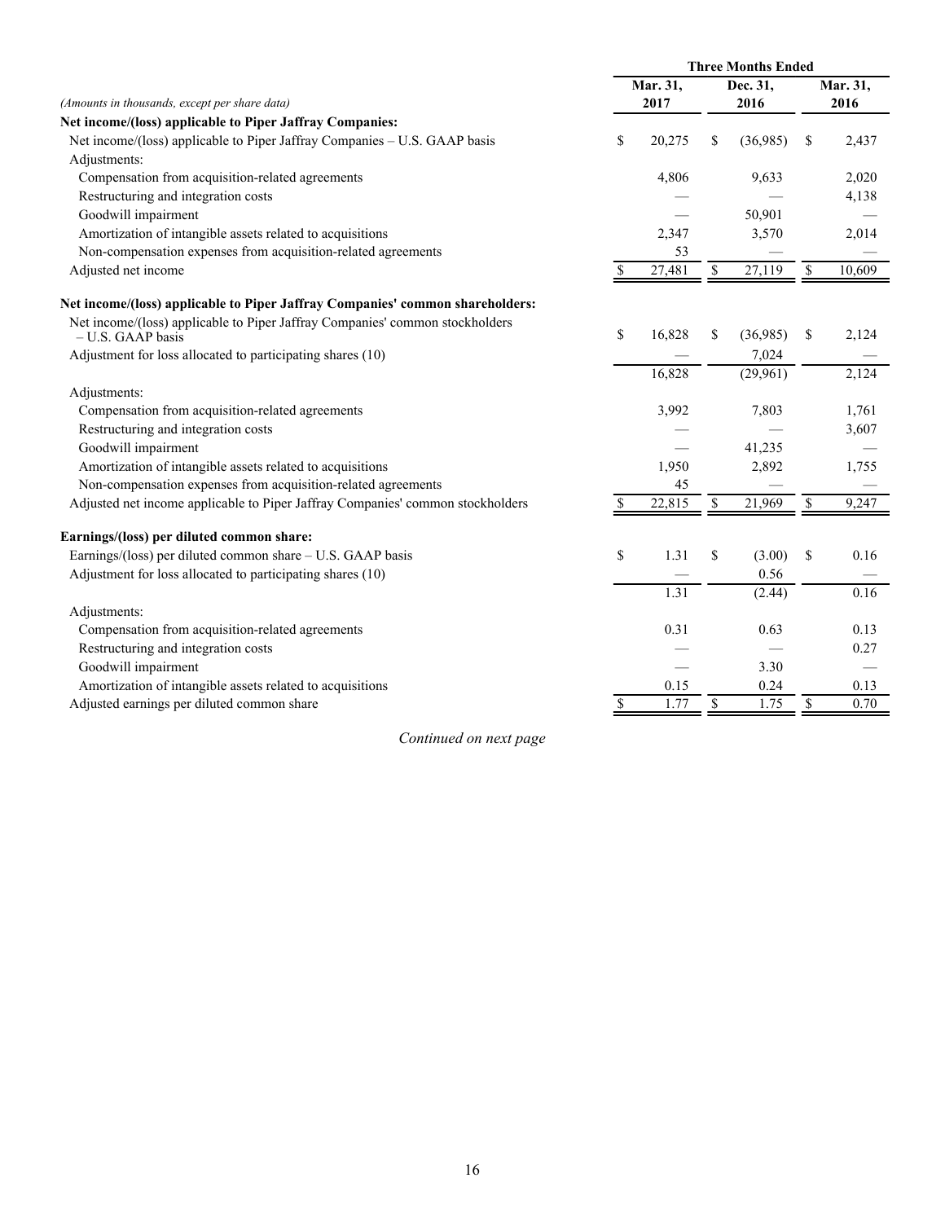| *(Amounts in thousands, except per share data)* | Three Months Ended Mar. 31, 2017 | Three Months Ended Dec. 31, 2016 | Three Months Ended Mar. 31, 2016 |
|---|---|---|---|
| **Net income/(loss) applicable to Piper Jaffray Companies:** | | | |
| Net income/(loss) applicable to Piper Jaffray Companies – U.S. GAAP basis | $ 20,275 | $ (36,985) | $ 2,437 |
| Adjustments: | | | |
| Compensation from acquisition-related agreements | 4,806 | 9,633 | 2,020 |
| Restructuring and integration costs | — | — | 4,138 |
| Goodwill impairment | — | 50,901 | — |
| Amortization of intangible assets related to acquisitions | 2,347 | 3,570 | 2,014 |
| Non-compensation expenses from acquisition-related agreements | 53 | — | — |
| Adjusted net income | $ 27,481 | $ 27,119 | $ 10,609 |
| | | | |
| **Net income/(loss) applicable to Piper Jaffray Companies' common shareholders:** | | | |
| Net income/(loss) applicable to Piper Jaffray Companies' common stockholders – U.S. GAAP basis | $ 16,828 | $ (36,985) | $ 2,124 |
| Adjustment for loss allocated to participating shares (10) | — | 7,024 | — |
| | 16,828 | (29,961) | 2,124 |
| Adjustments: | | | |
| Compensation from acquisition-related agreements | 3,992 | 7,803 | 1,761 |
| Restructuring and integration costs | — | — | 3,607 |
| Goodwill impairment | — | 41,235 | — |
| Amortization of intangible assets related to acquisitions | 1,950 | 2,892 | 1,755 |
| Non-compensation expenses from acquisition-related agreements | 45 | — | — |
| Adjusted net income applicable to Piper Jaffray Companies' common stockholders | $ 22,815 | $ 21,969 | $ 9,247 |
| | | | |
| **Earnings/(loss) per diluted common share:** | | | |
| Earnings/(loss) per diluted common share – U.S. GAAP basis | $ 1.31 | $ (3.00) | $ 0.16 |
| Adjustment for loss allocated to participating shares (10) | — | 0.56 | — |
| | 1.31 | (2.44) | 0.16 |
| Adjustments: | | | |
| Compensation from acquisition-related agreements | 0.31 | 0.63 | 0.13 |
| Restructuring and integration costs | — | — | 0.27 |
| Goodwill impairment | — | 3.30 | — |
| Amortization of intangible assets related to acquisitions | 0.15 | 0.24 | 0.13 |
| Adjusted earnings per diluted common share | $ 1.77 | $ 1.75 | $ 0.70 |

*Continued on next page*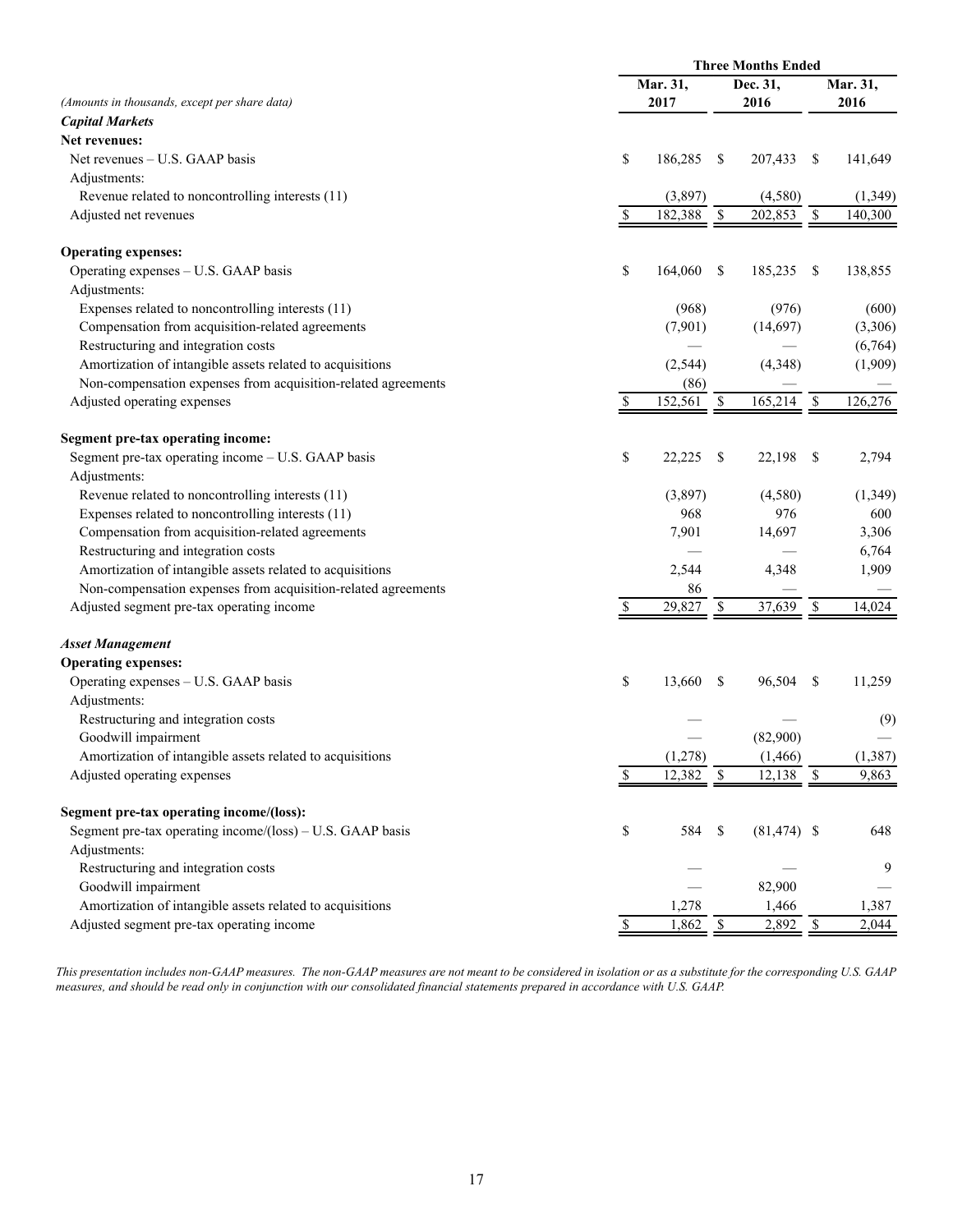| (Amounts in thousands, except per share data) | Three Months Ended Mar. 31, 2017 | Three Months Ended Dec. 31, 2016 | Three Months Ended Mar. 31, 2016 |
|---|---|---|---|
| ***Capital Markets*** | | | |
| **Net revenues:** | | | |
| Net revenues – U.S. GAAP basis | $ 186,285 | $ 207,433 | $ 141,649 |
| Adjustments: | | | |
| Revenue related to noncontrolling interests (11) | (3,897) | (4,580) | (1,349) |
| Adjusted net revenues | $ 182,388 | $ 202,853 | $ 140,300 |
| **Operating expenses:** | | | |
| Operating expenses – U.S. GAAP basis | $ 164,060 | $ 185,235 | $ 138,855 |
| Adjustments: | | | |
| Expenses related to noncontrolling interests (11) | (968) | (976) | (600) |
| Compensation from acquisition-related agreements | (7,901) | (14,697) | (3,306) |
| Restructuring and integration costs | — | — | (6,764) |
| Amortization of intangible assets related to acquisitions | (2,544) | (4,348) | (1,909) |
| Non-compensation expenses from acquisition-related agreements | (86) | — | — |
| Adjusted operating expenses | $ 152,561 | $ 165,214 | $ 126,276 |
| **Segment pre-tax operating income:** | | | |
| Segment pre-tax operating income – U.S. GAAP basis | $ 22,225 | $ 22,198 | $ 2,794 |
| Adjustments: | | | |
| Revenue related to noncontrolling interests (11) | (3,897) | (4,580) | (1,349) |
| Expenses related to noncontrolling interests (11) | 968 | 976 | 600 |
| Compensation from acquisition-related agreements | 7,901 | 14,697 | 3,306 |
| Restructuring and integration costs | — | — | 6,764 |
| Amortization of intangible assets related to acquisitions | 2,544 | 4,348 | 1,909 |
| Non-compensation expenses from acquisition-related agreements | 86 | — | — |
| Adjusted segment pre-tax operating income | $ 29,827 | $ 37,639 | $ 14,024 |
| ***Asset Management*** | | | |
| **Operating expenses:** | | | |
| Operating expenses – U.S. GAAP basis | $ 13,660 | $ 96,504 | $ 11,259 |
| Adjustments: | | | |
| Restructuring and integration costs | — | — | (9) |
| Goodwill impairment | — | (82,900) | — |
| Amortization of intangible assets related to acquisitions | (1,278) | (1,466) | (1,387) |
| Adjusted operating expenses | $ 12,382 | $ 12,138 | $ 9,863 |
| **Segment pre-tax operating income/(loss):** | | | |
| Segment pre-tax operating income/(loss) – U.S. GAAP basis | $ 584 | $ (81,474) | $ 648 |
| Adjustments: | | | |
| Restructuring and integration costs | — | — | 9 |
| Goodwill impairment | — | 82,900 | — |
| Amortization of intangible assets related to acquisitions | 1,278 | 1,466 | 1,387 |
| Adjusted segment pre-tax operating income | $ 1,862 | $ 2,892 | $ 2,044 |

*This presentation includes non-GAAP measures. The non-GAAP measures are not meant to be considered in isolation or as a substitute for the corresponding U.S. GAAP measures, and should be read only in conjunction with our consolidated financial statements prepared in accordance with U.S. GAAP.*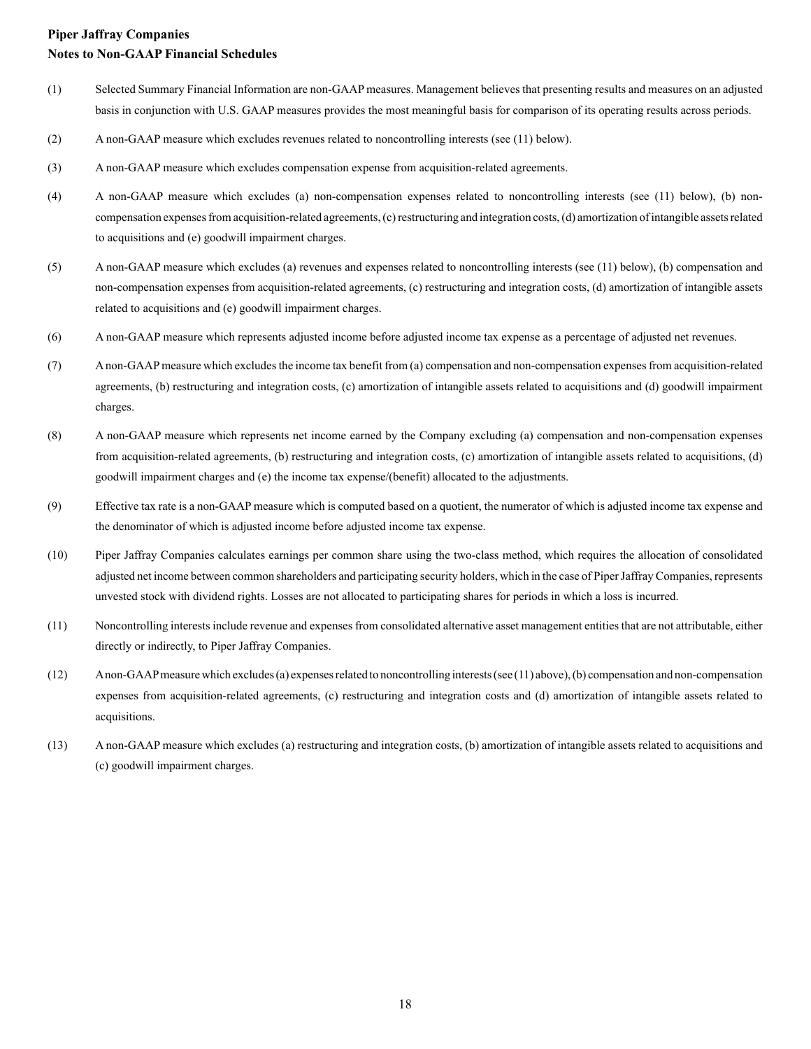**Piper Jaffray Companies**
**Notes to Non-GAAP Financial Schedules**

(1) Selected Summary Financial Information are non-GAAP measures. Management believes that presenting results and measures on an adjusted basis in conjunction with U.S. GAAP measures provides the most meaningful basis for comparison of its operating results across periods.

(2) A non-GAAP measure which excludes revenues related to noncontrolling interests (see (11) below).

(3) A non-GAAP measure which excludes compensation expense from acquisition-related agreements.

(4) A non-GAAP measure which excludes (a) non-compensation expenses related to noncontrolling interests (see (11) below), (b) non-compensation expenses from acquisition-related agreements, (c) restructuring and integration costs, (d) amortization of intangible assets related to acquisitions and (e) goodwill impairment charges.

(5) A non-GAAP measure which excludes (a) revenues and expenses related to noncontrolling interests (see (11) below), (b) compensation and non-compensation expenses from acquisition-related agreements, (c) restructuring and integration costs, (d) amortization of intangible assets related to acquisitions and (e) goodwill impairment charges.

(6) A non-GAAP measure which represents adjusted income before adjusted income tax expense as a percentage of adjusted net revenues.

(7) A non-GAAP measure which excludes the income tax benefit from (a) compensation and non-compensation expenses from acquisition-related agreements, (b) restructuring and integration costs, (c) amortization of intangible assets related to acquisitions and (d) goodwill impairment charges.

(8) A non-GAAP measure which represents net income earned by the Company excluding (a) compensation and non-compensation expenses from acquisition-related agreements, (b) restructuring and integration costs, (c) amortization of intangible assets related to acquisitions, (d) goodwill impairment charges and (e) the income tax expense/(benefit) allocated to the adjustments.

(9) Effective tax rate is a non-GAAP measure which is computed based on a quotient, the numerator of which is adjusted income tax expense and the denominator of which is adjusted income before adjusted income tax expense.

(10) Piper Jaffray Companies calculates earnings per common share using the two-class method, which requires the allocation of consolidated adjusted net income between common shareholders and participating security holders, which in the case of Piper Jaffray Companies, represents unvested stock with dividend rights. Losses are not allocated to participating shares for periods in which a loss is incurred.

(11) Noncontrolling interests include revenue and expenses from consolidated alternative asset management entities that are not attributable, either directly or indirectly, to Piper Jaffray Companies.

(12) A non-GAAP measure which excludes (a) expenses related to noncontrolling interests (see (11) above), (b) compensation and non-compensation expenses from acquisition-related agreements, (c) restructuring and integration costs and (d) amortization of intangible assets related to acquisitions.

(13) A non-GAAP measure which excludes (a) restructuring and integration costs, (b) amortization of intangible assets related to acquisitions and (c) goodwill impairment charges.